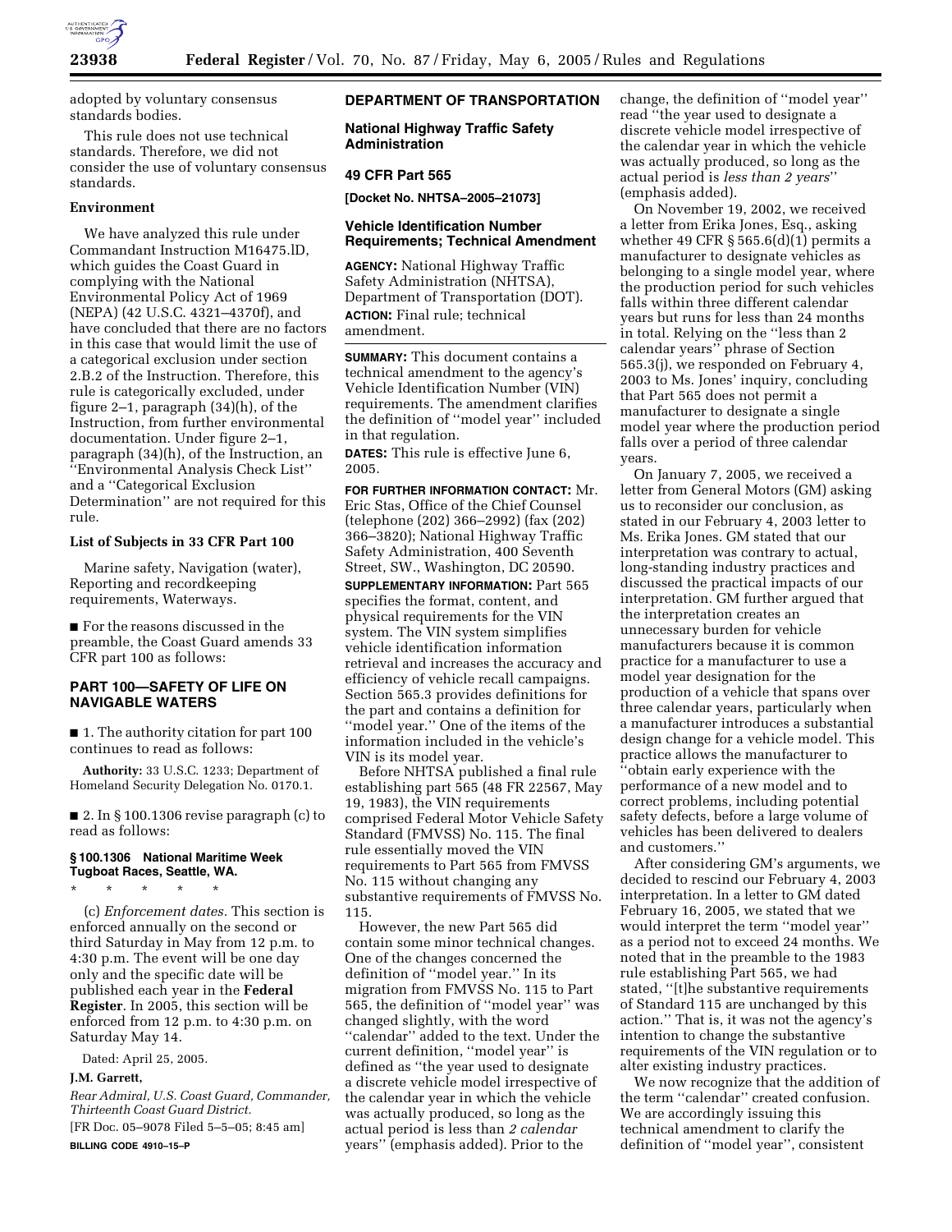adopted by voluntary consensus standards bodies.

This rule does not use technical standards. Therefore, we did not consider the use of voluntary consensus standards.

**Environment**

We have analyzed this rule under Commandant Instruction M16475.lD, which guides the Coast Guard in complying with the National Environmental Policy Act of 1969 (NEPA) (42 U.S.C. 4321–4370f), and have concluded that there are no factors in this case that would limit the use of a categorical exclusion under section 2.B.2 of the Instruction. Therefore, this rule is categorically excluded, under figure 2–1, paragraph (34)(h), of the Instruction, from further environmental documentation. Under figure 2–1, paragraph (34)(h), of the Instruction, an ''Environmental Analysis Check List'' and a ''Categorical Exclusion Determination'' are not required for this rule.

**List of Subjects in 33 CFR Part 100**

Marine safety, Navigation (water), Reporting and recordkeeping requirements, Waterways.

■ For the reasons discussed in the preamble, the Coast Guard amends 33 CFR part 100 as follows:

## PART 100—SAFETY OF LIFE ON NAVIGABLE WATERS

■ 1. The authority citation for part 100 continues to read as follows:

**Authority:** 33 U.S.C. 1233; Department of Homeland Security Delegation No. 0170.1.

■ 2. In § 100.1306 revise paragraph (c) to read as follows:

### § 100.1306 National Maritime Week Tugboat Races, Seattle, WA.

\* \* \* \* \*

(c) *Enforcement dates.* This section is enforced annually on the second or third Saturday in May from 12 p.m. to 4:30 p.m. The event will be one day only and the specific date will be published each year in the **Federal Register**. In 2005, this section will be enforced from 12 p.m. to 4:30 p.m. on Saturday May 14.

Dated: April 25, 2005.

**J.M. Garrett,**

*Rear Admiral, U.S. Coast Guard, Commander, Thirteenth Coast Guard District.*

[FR Doc. 05–9078 Filed 5–5–05; 8:45 am]

**BILLING CODE 4910–15–P**

## DEPARTMENT OF TRANSPORTATION

### National Highway Traffic Safety Administration

### 49 CFR Part 565

**[Docket No. NHTSA–2005–21073]**

### Vehicle Identification Number Requirements; Technical Amendment

**AGENCY:** National Highway Traffic Safety Administration (NHTSA), Department of Transportation (DOT).

**ACTION:** Final rule; technical amendment.

**SUMMARY:** This document contains a technical amendment to the agency's Vehicle Identification Number (VIN) requirements. The amendment clarifies the definition of ''model year'' included in that regulation.

**DATES:** This rule is effective June 6, 2005.

**FOR FURTHER INFORMATION CONTACT:** Mr. Eric Stas, Office of the Chief Counsel (telephone (202) 366–2992) (fax (202) 366–3820); National Highway Traffic Safety Administration, 400 Seventh Street, SW., Washington, DC 20590.

**SUPPLEMENTARY INFORMATION:** Part 565 specifies the format, content, and physical requirements for the VIN system. The VIN system simplifies vehicle identification information retrieval and increases the accuracy and efficiency of vehicle recall campaigns. Section 565.3 provides definitions for the part and contains a definition for ''model year.'' One of the items of the information included in the vehicle's VIN is its model year.

Before NHTSA published a final rule establishing part 565 (48 FR 22567, May 19, 1983), the VIN requirements comprised Federal Motor Vehicle Safety Standard (FMVSS) No. 115. The final rule essentially moved the VIN requirements to Part 565 from FMVSS No. 115 without changing any substantive requirements of FMVSS No. 115.

However, the new Part 565 did contain some minor technical changes. One of the changes concerned the definition of ''model year.'' In its migration from FMVSS No. 115 to Part 565, the definition of ''model year'' was changed slightly, with the word ''calendar'' added to the text. Under the current definition, ''model year'' is defined as ''the year used to designate a discrete vehicle model irrespective of the calendar year in which the vehicle was actually produced, so long as the actual period is less than *2 calendar* years'' (emphasis added). Prior to the change, the definition of ''model year'' read ''the year used to designate a discrete vehicle model irrespective of the calendar year in which the vehicle was actually produced, so long as the actual period is *less than 2 years*'' (emphasis added).

On November 19, 2002, we received a letter from Erika Jones, Esq., asking whether 49 CFR § 565.6(d)(1) permits a manufacturer to designate vehicles as belonging to a single model year, where the production period for such vehicles falls within three different calendar years but runs for less than 24 months in total. Relying on the ''less than 2 calendar years'' phrase of Section 565.3(j), we responded on February 4, 2003 to Ms. Jones' inquiry, concluding that Part 565 does not permit a manufacturer to designate a single model year where the production period falls over a period of three calendar years.

On January 7, 2005, we received a letter from General Motors (GM) asking us to reconsider our conclusion, as stated in our February 4, 2003 letter to Ms. Erika Jones. GM stated that our interpretation was contrary to actual, long-standing industry practices and discussed the practical impacts of our interpretation. GM further argued that the interpretation creates an unnecessary burden for vehicle manufacturers because it is common practice for a manufacturer to use a model year designation for the production of a vehicle that spans over three calendar years, particularly when a manufacturer introduces a substantial design change for a vehicle model. This practice allows the manufacturer to ''obtain early experience with the performance of a new model and to correct problems, including potential safety defects, before a large volume of vehicles has been delivered to dealers and customers.''

After considering GM's arguments, we decided to rescind our February 4, 2003 interpretation. In a letter to GM dated February 16, 2005, we stated that we would interpret the term ''model year'' as a period not to exceed 24 months. We noted that in the preamble to the 1983 rule establishing Part 565, we had stated, ''[t]he substantive requirements of Standard 115 are unchanged by this action.'' That is, it was not the agency's intention to change the substantive requirements of the VIN regulation or to alter existing industry practices.

We now recognize that the addition of the term ''calendar'' created confusion. We are accordingly issuing this technical amendment to clarify the definition of ''model year'', consistent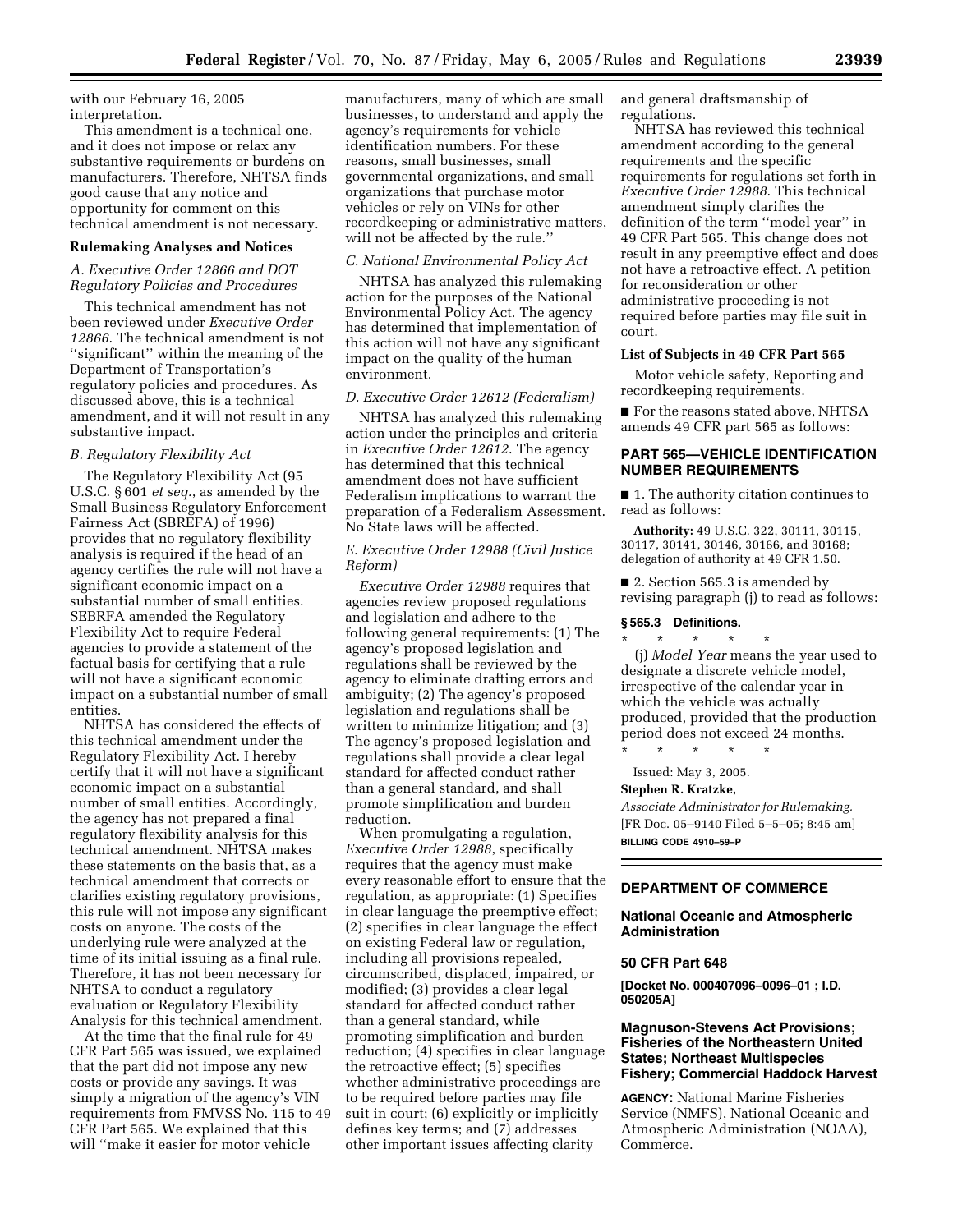with our February 16, 2005 interpretation.

This amendment is a technical one, and it does not impose or relax any substantive requirements or burdens on manufacturers. Therefore, NHTSA finds good cause that any notice and opportunity for comment on this technical amendment is not necessary.

### Rulemaking Analyses and Notices

#### *A. Executive Order 12866 and DOT Regulatory Policies and Procedures*

This technical amendment has not been reviewed under *Executive Order 12866.* The technical amendment is not ''significant'' within the meaning of the Department of Transportation's regulatory policies and procedures. As discussed above, this is a technical amendment, and it will not result in any substantive impact.

#### *B. Regulatory Flexibility Act*

The Regulatory Flexibility Act (95 U.S.C. § 601 *et seq.*, as amended by the Small Business Regulatory Enforcement Fairness Act (SBREFA) of 1996) provides that no regulatory flexibility analysis is required if the head of an agency certifies the rule will not have a significant economic impact on a substantial number of small entities. SEBRFA amended the Regulatory Flexibility Act to require Federal agencies to provide a statement of the factual basis for certifying that a rule will not have a significant economic impact on a substantial number of small entities.

NHTSA has considered the effects of this technical amendment under the Regulatory Flexibility Act. I hereby certify that it will not have a significant economic impact on a substantial number of small entities. Accordingly, the agency has not prepared a final regulatory flexibility analysis for this technical amendment. NHTSA makes these statements on the basis that, as a technical amendment that corrects or clarifies existing regulatory provisions, this rule will not impose any significant costs on anyone. The costs of the underlying rule were analyzed at the time of its initial issuing as a final rule. Therefore, it has not been necessary for NHTSA to conduct a regulatory evaluation or Regulatory Flexibility Analysis for this technical amendment.

At the time that the final rule for 49 CFR Part 565 was issued, we explained that the part did not impose any new costs or provide any savings. It was simply a migration of the agency's VIN requirements from FMVSS No. 115 to 49 CFR Part 565. We explained that this will ''make it easier for motor vehicle manufacturers, many of which are small businesses, to understand and apply the agency's requirements for vehicle identification numbers. For these reasons, small businesses, small governmental organizations, and small organizations that purchase motor vehicles or rely on VINs for other recordkeeping or administrative matters, will not be affected by the rule.''

#### *C. National Environmental Policy Act*

NHTSA has analyzed this rulemaking action for the purposes of the National Environmental Policy Act. The agency has determined that implementation of this action will not have any significant impact on the quality of the human environment.

#### *D. Executive Order 12612 (Federalism)*

NHTSA has analyzed this rulemaking action under the principles and criteria in *Executive Order 12612.* The agency has determined that this technical amendment does not have sufficient Federalism implications to warrant the preparation of a Federalism Assessment. No State laws will be affected.

#### *E. Executive Order 12988 (Civil Justice Reform)*

*Executive Order 12988* requires that agencies review proposed regulations and legislation and adhere to the following general requirements: (1) The agency's proposed legislation and regulations shall be reviewed by the agency to eliminate drafting errors and ambiguity; (2) The agency's proposed legislation and regulations shall be written to minimize litigation; and (3) The agency's proposed legislation and regulations shall provide a clear legal standard for affected conduct rather than a general standard, and shall promote simplification and burden reduction.

When promulgating a regulation, *Executive Order 12988*, specifically requires that the agency must make every reasonable effort to ensure that the regulation, as appropriate: (1) Specifies in clear language the preemptive effect; (2) specifies in clear language the effect on existing Federal law or regulation, including all provisions repealed, circumscribed, displaced, impaired, or modified; (3) provides a clear legal standard for affected conduct rather than a general standard, while promoting simplification and burden reduction; (4) specifies in clear language the retroactive effect; (5) specifies whether administrative proceedings are to be required before parties may file suit in court; (6) explicitly or implicitly defines key terms; and (7) addresses other important issues affecting clarity and general draftsmanship of regulations.

NHTSA has reviewed this technical amendment according to the general requirements and the specific requirements for regulations set forth in *Executive Order 12988.* This technical amendment simply clarifies the definition of the term ''model year'' in 49 CFR Part 565. This change does not result in any preemptive effect and does not have a retroactive effect. A petition for reconsideration or other administrative proceeding is not required before parties may file suit in court.

### List of Subjects in 49 CFR Part 565

Motor vehicle safety, Reporting and recordkeeping requirements.

■ For the reasons stated above, NHTSA amends 49 CFR part 565 as follows:

## PART 565—VEHICLE IDENTIFICATION NUMBER REQUIREMENTS

■ 1. The authority citation continues to read as follows:

**Authority:** 49 U.S.C. 322, 30111, 30115, 30117, 30141, 30146, 30166, and 30168; delegation of authority at 49 CFR 1.50.

■ 2. Section 565.3 is amended by revising paragraph (j) to read as follows:

### § 565.3 Definitions.

\* \* \* \* \*

(j) *Model Year* means the year used to designate a discrete vehicle model, irrespective of the calendar year in which the vehicle was actually produced, provided that the production period does not exceed 24 months.

\* \* \* \* \*

Issued: May 3, 2005.

**Stephen R. Kratzke,**

*Associate Administrator for Rulemaking.*

[FR Doc. 05–9140 Filed 5–5–05; 8:45 am]

**BILLING CODE 4910–59–P**

---

## DEPARTMENT OF COMMERCE

### National Oceanic and Atmospheric Administration

### 50 CFR Part 648

**[Docket No. 000407096–0096–01 ; I.D. 050205A]**

### Magnuson-Stevens Act Provisions; Fisheries of the Northeastern United States; Northeast Multispecies Fishery; Commercial Haddock Harvest

**AGENCY:** National Marine Fisheries Service (NMFS), National Oceanic and Atmospheric Administration (NOAA), Commerce.